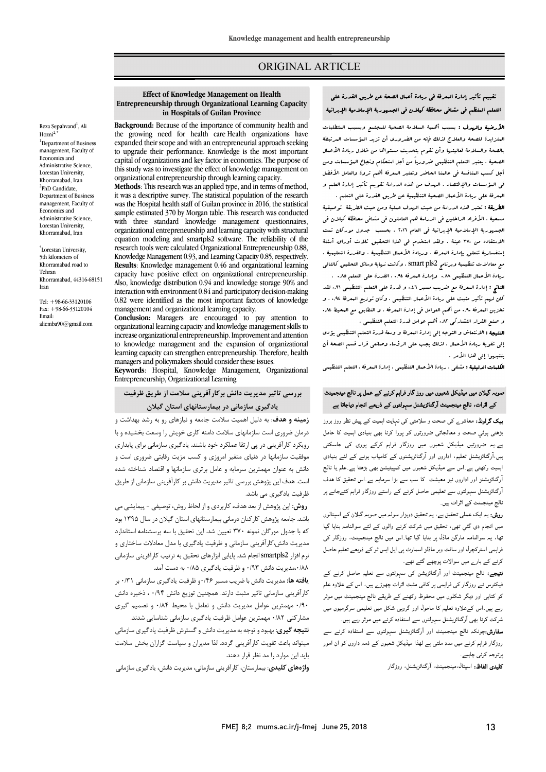ORIGINAL ARTICLE

# Effect of Knowledge Management on Health Entrepreneurship through Organizational Learning Capacity in Hospitals of Guilan Province

Reza Sepahvand[1], Ali Hozni[2,*]

[1]Department of Business management, Faculty of Economics and Administrative Science, Lorestan University, Khorramabad, Iran

[2]PhD Candidate, Department of Business management, Faculty of Economics and Administrative Science, Lorestan University, Khorramabad, Iran

[*]Lorestan University, 5th kilometers of Khorramabad road to Tehran Khorramabad, 44316-68151 Iran

Tel: +98-66-33120106
Fax: +98-66-33120104
Email: aliemba90@gmail.com

**Background:** Because of the importance of community health and the growing need for health care Health organizations have expanded their scope and with an entrepreneurial approach seeking to upgrade their performance. Knowledge is the most important capital of organizations and key factor in economics. The purpose of this study was to investigate the effect of knowledge management on organizational entrepreneurship through learning capacity.

**Methods**: This research was an applied type, and in terms of method, it was a descriptive survey. The statistical population of the research was the Hospital health staff of Guilan province in 2016, the statistical sample estimated 370 by Morgan table. This research was conducted with three standard knowledge management questionnaires, organizational entrepreneurship and learning capacity with structural equation modeling and smartpls2 software. The reliability of the research tools were calculated Organizational Entrepreneurship 0.88, Knowledge Management 0.93, and Learning Capacity 0.85, respectively.

**Results**: Knowledge management 0.46 and organizational learning capacity have positive effect on organizational entrepreneurship. Also, knowledge distribution 0.94 and knowledge storage 90% and interaction with environment 0.84 and participatory decision-making 0.82 were identified as the most important factors of knowledge management and organizational learning capacity.

**Conclusion:** Managers are encouraged to pay attention to organizational learning capacity and knowledge management skills to increase organizational entrepreneurship. Improvement and attention to knowledge management and the expansion of organizational learning capacity can strengthen entrepreneurship. Therefore, health managers and policymakers should consider these issues.

**Keywords**: Hospital, Knowledge Management, Organizational Entrepreneurship, Organizational Learning

## تقييم تأثير إدارة المعرفة فى ريادة أعمال الصحة عن طريق القدرة على التعلم المنظم فى مشافى محافظة كيلان فى الجمهورية الإسلامية الإيرانية

**الأرضية والهدف :** بسبب أهمية السلامة الصحية للمجتمع وبسبب المتطلبات المتزايدة للصحة والعلاج لذلك فإنه من الضروري أن تزيد المؤسسات المرتبطة بالصحة والسلامة فعاليتها وأن تقوم بتحديث مستواها من خلال ريادة الأعمال الصحية . يعتبر التعلم التنظيمي ضرورياً من أجل استحكام ونجاح المؤسسات ومن أجل كسب المنافسة في عالمنا الحاضر ويعتبر المعرفة أهم ثروة والعامل الأفضل في المؤسسات والإقتصاد . الهدف من هذه الدراسة تقويم تأثير إدارة العلم و المعرفة على ريادة الأعمال الصحية التنظيمية عن طريق القدرة على التعلم .

**الطريقة :** تعتبر هذه الدراسة من حيث الهدف عملية ومن حيث الطريقة توصيفية مسحية . الأفراد الداخلين في الدراسة هم العاملون في مشافي محافظة كيلان في الجمهورية الإسلامية الإيرانية في العام ٢٠١٦ . بحسب جدول مورگان تمت الاستفادة من ٣٧٠ عينة . ولقد استخدم في هذا التحقيق ثلاث أوراق أسئلة إستفسارية تتعلق بإدارة المعرفة ، وريادة الأعمال التنظيمية ، والقدرة التعليمية ، مع معادلات تنظيمية وبرنامج smart pls2 . وكانت نهاية وسائل التحقيق كالتالي ريادة الأعمال التنظيمي ٠.٨٨ ، وإدارة المعرفة ٠.٩٤ ، القدرة على التعلم ٠.٨٥ .

**النتائج :** إدارة المعرفة مع ضريب مسير ٠.٤٦ و قدرة على التعلم التنظيمي ٠.٣١ لقد كان لهم تأثير مثبت على ريادة الأعمال التنظيمي ، وكان توزيع المعرفة ٠.٩٤ ، و تخزين المعرفة ٠.٩٠ من أهم العوامل في إدارة المعرفة ، و التطابق مع المحيط ٠.٨٤ ، و صنع القرار التشاركي ٠.٨٢ أهم عوامل قدرة التعلم التنظيمي .

**النتيجة :** الانتعاش و التوجه إلى إدارة المعرفة و سعة قدرة التعلم التنظيمي يؤدي إلى تقوية ريادة الأعمال . لذلك يجب على الرؤساء وصانعي قرار قسم الصحة أن ينتبهوا إلى هذا الأمر .

**الكلمات الدليلية :** مشفى ، ريادة الأعمال التنظيمي ، إدارة المعرفة ، التعلم التنظيمي

## بررسی تاثیر مدیریت دانش برکارآفرینی سلامت از طریق ظرفیت یادگیری سازمانی در بیمارستانهای استان گیلان

**زمینه و هدف:** به دلیل اهمیت سلامت جامعه و نیازهای رو به رشد بهداشت و درمان ضروری است سازمانهای سلامت دامنه کاری خویش را وسعت بخشیده و با رویکرد کارآفرینی در پی ارتقا عملکرد خود باشند. یادگیری سازمانی برای پایداری موفقیت سازمانها در دنیای متغیر امروزی و کسب مزیت رقابتی ضروری است و دانش به عنوان مهمترین سرمایه و عامل برتری سازمانها و اقتصاد شناخته شده است. هدف این پژوهش بررسی تاثیر مدیریت دانش بر کارآفرینی سازمانی از طریق ظرفیت یادگیری می باشد.

**روش:** این پژوهش از بعد هدف، کاربردی و از لحاظ روش، توصیفی – پیمایشی می باشد. جامعه پژوهش کارکنان درمانی بیمارستانهای استان گیلان در سال ۱۳۹۵ بود که با جدول مورگان نمونه ۳۷۰ تعیین شد. این تحقیق با سه پرسشنامه استاندارد مدیریت دانش،کارآفرینی سازمانی و ظرفیت یادگیری با مدل معادلات ساختاری و نرم افزار smartpls2 انجام شد. پایایی ابزارهای تحقیق به ترتیب کارآفرینی سازمانی ۰/۸۸،مدیریت دانش ۰/۹۳ و ظرفیت یادگیری ۰/۸۵ به دست آمد.

**یافته ها:** مدیریت دانش با ضریب مسیر ۰/۴۶و ظرفیت یادگیری سازمانی ۰/۳۱ بر کارآفرینی سازمانی تاثیر مثبت دارند. همچنین توزیع دانش ۰/۹۴ ، ذخیره دانش ۰/۹۰ مهمترین عوامل مدیریت دانش و تعامل با محیط ۰/۸۴ و تصمیم گیری مشارکتی ۰/۸۲ مهمترین عوامل ظرفیت یادگیری سازمانی شناسایی شدند.

**نتیجه گیری:** بهبود و توجه به مدیریت دانش و گسترش ظرفیت یادگیری سازمانی میتواند باعث تقویت کارآفرینی گردد. لذا مدیران و سیاست گزاران بخش سلامت باید این موارد را مد نظر قرار دهند.

**واژه‌های کلیدی**: بیمارستان، کارآفرینی سازمانی، مدیریت دانش، یادگیری سازمانی

## صوبہ گیلان میں میڈیکل شعبوں میں روز گار فراہم کرنے کے عمل پر نالج مینجمینٹ کے اثرات، نالج مینجمینٹ آرگنائزیشنل سہولتوں کے ذریعے انجام دیاجاتا ہے

**بیک گراونڈ:** معاشرے کی صحت و سلامتی کی نہایت اہمیت کے پیش نظر روز بروز بڑھتی ہوئي صحت و معالجاتی ضرورتوں کو پورا کرنا بھی بنیادی اہمیت کا حامل ہے۔یہ ضرورتیں میڈیکل شعبوں میں روزگار فراہم کرکے پوری کی جاسکتی ہیں،آرگنائزیشنل تعلیم، اداروں اور آرگنائزیشنوں کے کامیاب ہونے کے لئے بنیادی اہمیت رکھتی ہے۔اس سے میڈیکل شعبوں میں کمپیٹیشن بھی بڑھتا ہے۔علم یا نالج آرگنائزیشنز اور اداروں نیز معیشت کا سب سے بڑا سرمایہ ہے۔اس تحقیق کا ہدف آرگنائزیشنل سہولتوں سے تعلیمی حاصل کرنے کے راستے روزگار فراہم کئےجانے پر نالج مینجمنٹ کے اثرات ہیں۔

**روش:** یہ ایک عملی تحقیق ہے، یہ تحقیق دوہزار سولہ میں صوبہ گیلان کے اسپتالوں میں انجام دی گئي تھی، تحقیق میں شرکت کرنے والوں کے لئے سوالنامہ بنایا گیا تھا، یہ سوالنامہ مارگن ماڈل پر بنایا گیا تھا۔اس میں نالج مینجمینٹ، روزگار کی فراہمی اسٹرکچرل اور سافٹ ویر ماڈل اسمارٹ پی ایل ایس ٹو کے ذریعے تعلیم حاصل کرنے کے بارے میں سوالات پوچھے گئے تھے۔

**نتیجے:** نالج مینجمینٹ اور آرگنائیزیشن کی سہولتوں سے تعلیم حاصل کرنے کے فیکٹرس نے روزگار کی فراہمی پر کافی مثبت اثرات چھوڑے ہیں، اس کے علاوہ علم کو کتابی اور دیگر شکلوں میں محفوظ رکھنے کے طریقے نالج مینجمینٹ میں موثر رہے ہیں۔اس کےعلاوہ تعلیم کا ماحول اور گروہی شکل میں تعلیمی سرگرمیوں میں شرکت کرنا بھی آرگنائیزیشنل سہولتوں سے استفادہ کرنے میں موثر رہے ہیں۔

**سفارش:**چونکہ نالج مینجمنٹ اور آرگنائیزیشنل سہولتوں سے استفادہ کرنے سے روزگار فراہم کرنے میں مدد ملتی ہے لھذا میڈیکل شعبوں کے ذمہ داروں کو ان امور پرتوجہ کرنی چاہیے۔

**کلیدی الفاظ:** اسپتال،مینجمینٹ، آرگنائیزیشنل، روزگار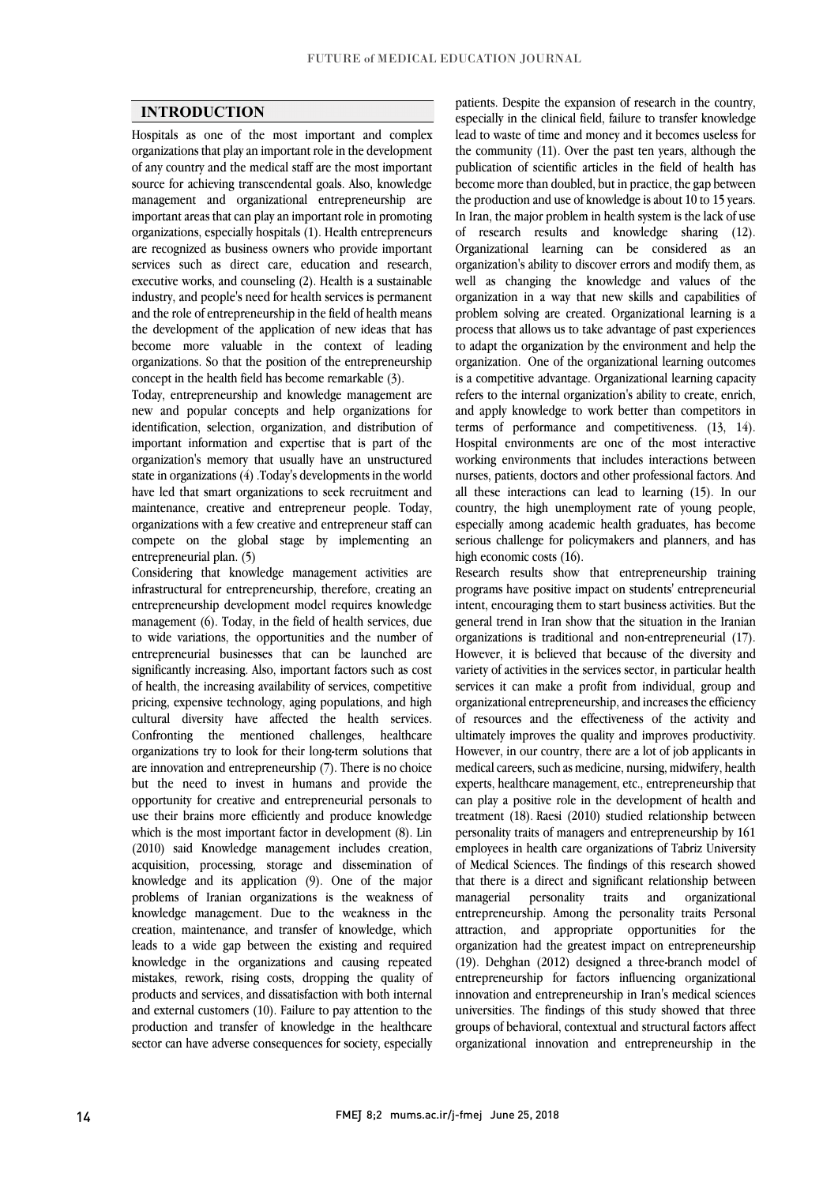## INTRODUCTION

Hospitals as one of the most important and complex organizations that play an important role in the development of any country and the medical staff are the most important source for achieving transcendental goals. Also, knowledge management and organizational entrepreneurship are important areas that can play an important role in promoting organizations, especially hospitals (1). Health entrepreneurs are recognized as business owners who provide important services such as direct care, education and research, executive works, and counseling (2). Health is a sustainable industry, and people's need for health services is permanent and the role of entrepreneurship in the field of health means the development of the application of new ideas that has become more valuable in the context of leading organizations. So that the position of the entrepreneurship concept in the health field has become remarkable (3).

Today, entrepreneurship and knowledge management are new and popular concepts and help organizations for identification, selection, organization, and distribution of important information and expertise that is part of the organization's memory that usually have an unstructured state in organizations (4) .Today's developments in the world have led that smart organizations to seek recruitment and maintenance, creative and entrepreneur people. Today, organizations with a few creative and entrepreneur staff can compete on the global stage by implementing an entrepreneurial plan. (5)

Considering that knowledge management activities are infrastructural for entrepreneurship, therefore, creating an entrepreneurship development model requires knowledge management (6). Today, in the field of health services, due to wide variations, the opportunities and the number of entrepreneurial businesses that can be launched are significantly increasing. Also, important factors such as cost of health, the increasing availability of services, competitive pricing, expensive technology, aging populations, and high cultural diversity have affected the health services. Confronting the mentioned challenges, healthcare organizations try to look for their long-term solutions that are innovation and entrepreneurship (7). There is no choice but the need to invest in humans and provide the opportunity for creative and entrepreneurial personals to use their brains more efficiently and produce knowledge which is the most important factor in development (8). Lin (2010) said Knowledge management includes creation, acquisition, processing, storage and dissemination of knowledge and its application (9). One of the major problems of Iranian organizations is the weakness of knowledge management. Due to the weakness in the creation, maintenance, and transfer of knowledge, which leads to a wide gap between the existing and required knowledge in the organizations and causing repeated mistakes, rework, rising costs, dropping the quality of products and services, and dissatisfaction with both internal and external customers (10). Failure to pay attention to the production and transfer of knowledge in the healthcare sector can have adverse consequences for society, especially patients. Despite the expansion of research in the country, especially in the clinical field, failure to transfer knowledge lead to waste of time and money and it becomes useless for the community (11). Over the past ten years, although the publication of scientific articles in the field of health has become more than doubled, but in practice, the gap between the production and use of knowledge is about 10 to 15 years. In Iran, the major problem in health system is the lack of use of research results and knowledge sharing (12). Organizational learning can be considered as an organization's ability to discover errors and modify them, as well as changing the knowledge and values of the organization in a way that new skills and capabilities of problem solving are created. Organizational learning is a process that allows us to take advantage of past experiences to adapt the organization by the environment and help the organization. One of the organizational learning outcomes is a competitive advantage. Organizational learning capacity refers to the internal organization's ability to create, enrich, and apply knowledge to work better than competitors in terms of performance and competitiveness. (13, 14). Hospital environments are one of the most interactive working environments that includes interactions between nurses, patients, doctors and other professional factors. And all these interactions can lead to learning (15). In our country, the high unemployment rate of young people, especially among academic health graduates, has become serious challenge for policymakers and planners, and has high economic costs (16).

Research results show that entrepreneurship training programs have positive impact on students' entrepreneurial intent, encouraging them to start business activities. But the general trend in Iran show that the situation in the Iranian organizations is traditional and non-entrepreneurial (17). However, it is believed that because of the diversity and variety of activities in the services sector, in particular health services it can make a profit from individual, group and organizational entrepreneurship, and increases the efficiency of resources and the effectiveness of the activity and ultimately improves the quality and improves productivity. However, in our country, there are a lot of job applicants in medical careers, such as medicine, nursing, midwifery, health experts, healthcare management, etc., entrepreneurship that can play a positive role in the development of health and treatment (18). Raesi (2010) studied relationship between personality traits of managers and entrepreneurship by 161 employees in health care organizations of Tabriz University of Medical Sciences. The findings of this research showed that there is a direct and significant relationship between managerial personality traits and organizational entrepreneurship. Among the personality traits Personal attraction, and appropriate opportunities for the organization had the greatest impact on entrepreneurship (19). Dehghan (2012) designed a three-branch model of entrepreneurship for factors influencing organizational innovation and entrepreneurship in Iran's medical sciences universities. The findings of this study showed that three groups of behavioral, contextual and structural factors affect organizational innovation and entrepreneurship in the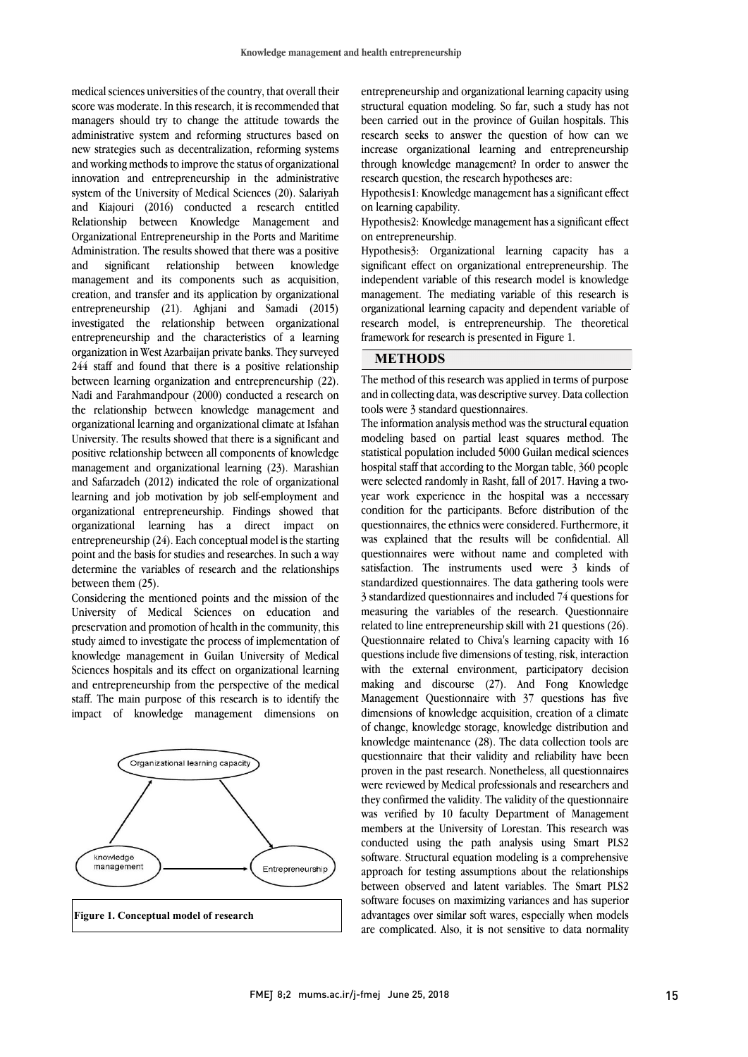medical sciences universities of the country, that overall their score was moderate. In this research, it is recommended that managers should try to change the attitude towards the administrative system and reforming structures based on new strategies such as decentralization, reforming systems and working methods to improve the status of organizational innovation and entrepreneurship in the administrative system of the University of Medical Sciences (20). Salariyah and Kiajouri (2016) conducted a research entitled Relationship between Knowledge Management and Organizational Entrepreneurship in the Ports and Maritime Administration. The results showed that there was a positive and significant relationship between knowledge management and its components such as acquisition, creation, and transfer and its application by organizational entrepreneurship (21). Aghjani and Samadi (2015) investigated the relationship between organizational entrepreneurship and the characteristics of a learning organization in West Azarbaijan private banks. They surveyed 244 staff and found that there is a positive relationship between learning organization and entrepreneurship (22). Nadi and Farahmandpour (2000) conducted a research on the relationship between knowledge management and organizational learning and organizational climate at Isfahan University. The results showed that there is a significant and positive relationship between all components of knowledge management and organizational learning (23). Marashian and Safarzadeh (2012) indicated the role of organizational learning and job motivation by job self-employment and organizational entrepreneurship. Findings showed that organizational learning has a direct impact on entrepreneurship (24). Each conceptual model is the starting point and the basis for studies and researches. In such a way determine the variables of research and the relationships between them (25).

Considering the mentioned points and the mission of the University of Medical Sciences on education and preservation and promotion of health in the community, this study aimed to investigate the process of implementation of knowledge management in Guilan University of Medical Sciences hospitals and its effect on organizational learning and entrepreneurship from the perspective of the medical staff. The main purpose of this research is to identify the impact of knowledge management dimensions on entrepreneurship and organizational learning capacity using structural equation modeling. So far, such a study has not been carried out in the province of Guilan hospitals. This research seeks to answer the question of how can we increase organizational learning and entrepreneurship through knowledge management? In order to answer the research question, the research hypotheses are:

Hypothesis1: Knowledge management has a significant effect on learning capability.

Hypothesis2: Knowledge management has a significant effect on entrepreneurship.

Hypothesis3: Organizational learning capacity has a significant effect on organizational entrepreneurship. The independent variable of this research model is knowledge management. The mediating variable of this research is organizational learning capacity and dependent variable of research model, is entrepreneurship. The theoretical framework for research is presented in Figure 1.

Organizational learning capacity

knowledge management → Entrepreneurship

**Figure 1. Conceptual model of research**

## METHODS

The method of this research was applied in terms of purpose and in collecting data, was descriptive survey. Data collection tools were 3 standard questionnaires.

The information analysis method was the structural equation modeling based on partial least squares method. The statistical population included 5000 Guilan medical sciences hospital staff that according to the Morgan table, 360 people were selected randomly in Rasht, fall of 2017. Having a two-year work experience in the hospital was a necessary condition for the participants. Before distribution of the questionnaires, the ethnics were considered. Furthermore, it was explained that the results will be confidential. All questionnaires were without name and completed with satisfaction. The instruments used were 3 kinds of standardized questionnaires. The data gathering tools were 3 standardized questionnaires and included 74 questions for measuring the variables of the research. Questionnaire related to line entrepreneurship skill with 21 questions (26). Questionnaire related to Chiva's learning capacity with 16 questions include five dimensions of testing, risk, interaction with the external environment, participatory decision making and discourse (27). And Fong Knowledge Management Questionnaire with 37 questions has five dimensions of knowledge acquisition, creation of a climate of change, knowledge storage, knowledge distribution and knowledge maintenance (28). The data collection tools are questionnaire that their validity and reliability have been proven in the past research. Nonetheless, all questionnaires were reviewed by Medical professionals and researchers and they confirmed the validity. The validity of the questionnaire was verified by 10 faculty Department of Management members at the University of Lorestan. This research was conducted using the path analysis using Smart PLS2 software. Structural equation modeling is a comprehensive approach for testing assumptions about the relationships between observed and latent variables. The Smart PLS2 software focuses on maximizing variances and has superior advantages over similar soft wares, especially when models are complicated. Also, it is not sensitive to data normality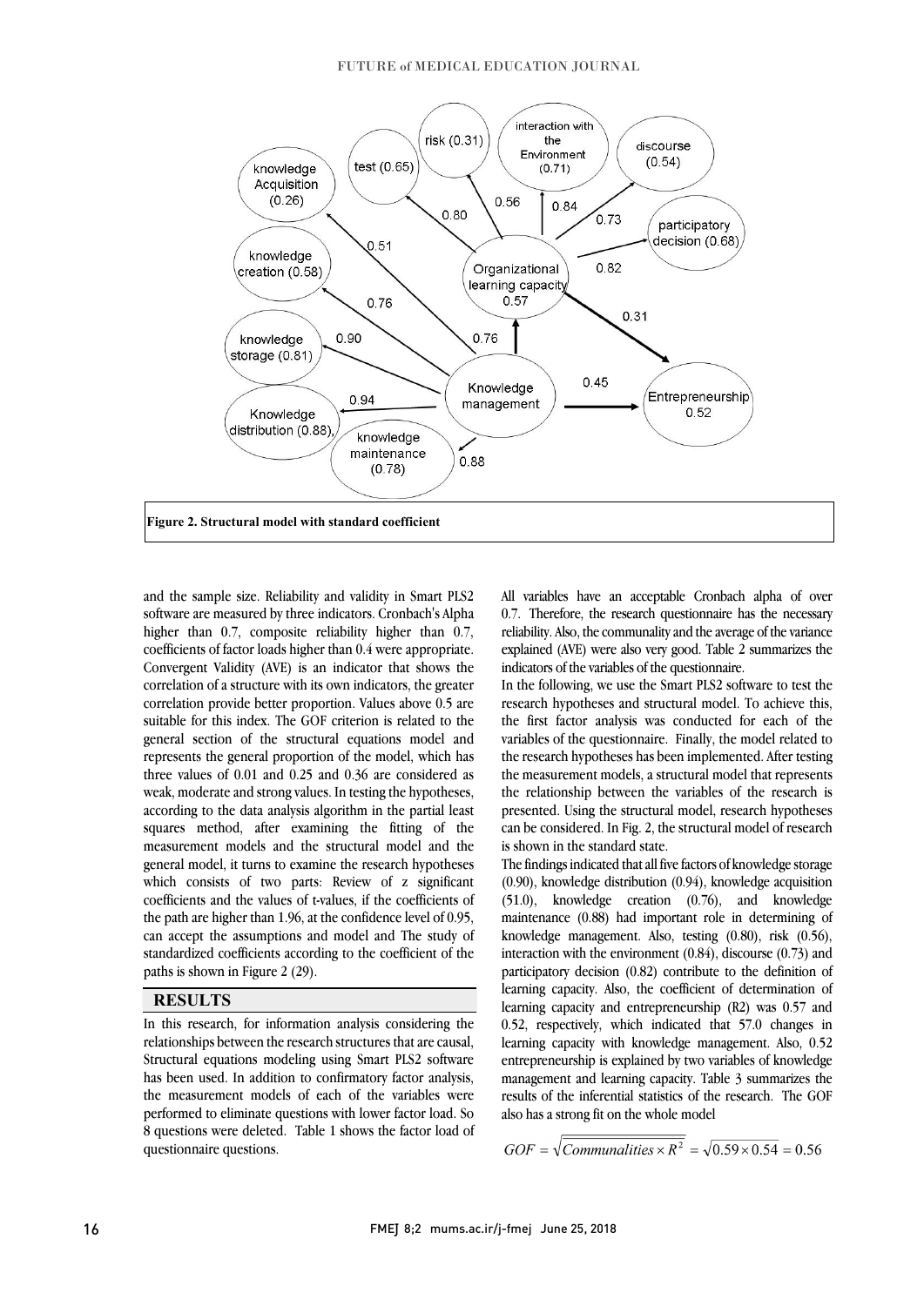Figure 2. Structural model with standard coefficient

and the sample size. Reliability and validity in Smart PLS2 software are measured by three indicators. Cronbach's Alpha higher than 0.7, composite reliability higher than 0.7, coefficients of factor loads higher than 0.4 were appropriate. Convergent Validity (AVE) is an indicator that shows the correlation of a structure with its own indicators, the greater correlation provide better proportion. Values above 0.5 are suitable for this index. The GOF criterion is related to the general section of the structural equations model and represents the general proportion of the model, which has three values of 0.01 and 0.25 and 0.36 are considered as weak, moderate and strong values. In testing the hypotheses, according to the data analysis algorithm in the partial least squares method, after examining the fitting of the measurement models and the structural model and the general model, it turns to examine the research hypotheses which consists of two parts: Review of z significant coefficients and the values of t-values, if the coefficients of the path are higher than 1.96, at the confidence level of 0.95, can accept the assumptions and model and The study of standardized coefficients according to the coefficient of the paths is shown in Figure 2 (29).

## RESULTS

In this research, for information analysis considering the relationships between the research structures that are causal, Structural equations modeling using Smart PLS2 software has been used. In addition to confirmatory factor analysis, the measurement models of each of the variables were performed to eliminate questions with lower factor load. So 8 questions were deleted. Table 1 shows the factor load of questionnaire questions.

All variables have an acceptable Cronbach alpha of over 0.7. Therefore, the research questionnaire has the necessary reliability. Also, the communality and the average of the variance explained (AVE) were also very good. Table 2 summarizes the indicators of the variables of the questionnaire.

In the following, we use the Smart PLS2 software to test the research hypotheses and structural model. To achieve this, the first factor analysis was conducted for each of the variables of the questionnaire. Finally, the model related to the research hypotheses has been implemented. After testing the measurement models, a structural model that represents the relationship between the variables of the research is presented. Using the structural model, research hypotheses can be considered. In Fig. 2, the structural model of research is shown in the standard state.

The findings indicated that all five factors of knowledge storage (0.90), knowledge distribution (0.94), knowledge acquisition (51.0), knowledge creation (0.76), and knowledge maintenance (0.88) had important role in determining of knowledge management. Also, testing (0.80), risk (0.56), interaction with the environment (0.84), discourse (0.73) and participatory decision (0.82) contribute to the definition of learning capacity. Also, the coefficient of determination of learning capacity and entrepreneurship (R2) was 0.57 and 0.52, respectively, which indicated that 57.0 changes in learning capacity with knowledge management. Also, 0.52 entrepreneurship is explained by two variables of knowledge management and learning capacity. Table 3 summarizes the results of the inferential statistics of the research. The GOF also has a strong fit on the whole model

$$GOF = \sqrt{Communalities \times R^2} = \sqrt{0.59 \times 0.54} = 0.56$$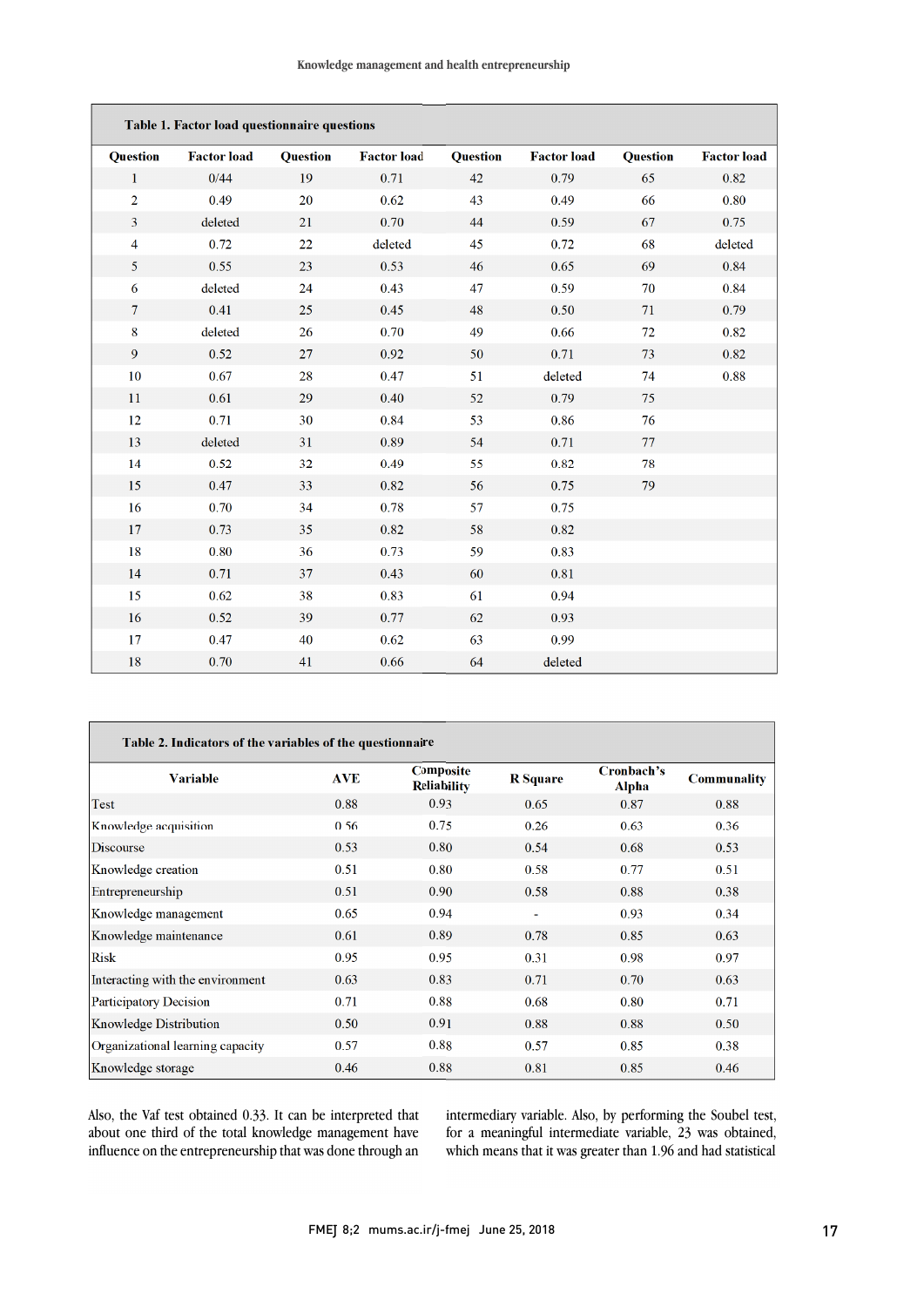**Table 1. Factor load questionnaire questions**

| Question | Factor load | Question | Factor load | Question | Factor load | Question | Factor load |
|---|---|---|---|---|---|---|---|
| 1 | 0/44 | 19 | 0.71 | 42 | 0.79 | 65 | 0.82 |
| 2 | 0.49 | 20 | 0.62 | 43 | 0.49 | 66 | 0.80 |
| 3 | deleted | 21 | 0.70 | 44 | 0.59 | 67 | 0.75 |
| 4 | 0.72 | 22 | deleted | 45 | 0.72 | 68 | deleted |
| 5 | 0.55 | 23 | 0.53 | 46 | 0.65 | 69 | 0.84 |
| 6 | deleted | 24 | 0.43 | 47 | 0.59 | 70 | 0.84 |
| 7 | 0.41 | 25 | 0.45 | 48 | 0.50 | 71 | 0.79 |
| 8 | deleted | 26 | 0.70 | 49 | 0.66 | 72 | 0.82 |
| 9 | 0.52 | 27 | 0.92 | 50 | 0.71 | 73 | 0.82 |
| 10 | 0.67 | 28 | 0.47 | 51 | deleted | 74 | 0.88 |
| 11 | 0.61 | 29 | 0.40 | 52 | 0.79 | 75 | |
| 12 | 0.71 | 30 | 0.84 | 53 | 0.86 | 76 | |
| 13 | deleted | 31 | 0.89 | 54 | 0.71 | 77 | |
| 14 | 0.52 | 32 | 0.49 | 55 | 0.82 | 78 | |
| 15 | 0.47 | 33 | 0.82 | 56 | 0.75 | 79 | |
| 16 | 0.70 | 34 | 0.78 | 57 | 0.75 | | |
| 17 | 0.73 | 35 | 0.82 | 58 | 0.82 | | |
| 18 | 0.80 | 36 | 0.73 | 59 | 0.83 | | |
| 14 | 0.71 | 37 | 0.43 | 60 | 0.81 | | |
| 15 | 0.62 | 38 | 0.83 | 61 | 0.94 | | |
| 16 | 0.52 | 39 | 0.77 | 62 | 0.93 | | |
| 17 | 0.47 | 40 | 0.62 | 63 | 0.99 | | |
| 18 | 0.70 | 41 | 0.66 | 64 | deleted | | |

**Table 2. Indicators of the variables of the questionnaire**

| Variable | AVE | Composite Reliability | R Square | Cronbach's Alpha | Communality |
|---|---|---|---|---|---|
| Test | 0.88 | 0.93 | 0.65 | 0.87 | 0.88 |
| Knowledge acquisition | 0.56 | 0.75 | 0.26 | 0.63 | 0.36 |
| Discourse | 0.53 | 0.80 | 0.54 | 0.68 | 0.53 |
| Knowledge creation | 0.51 | 0.80 | 0.58 | 0.77 | 0.51 |
| Entrepreneurship | 0.51 | 0.90 | 0.58 | 0.88 | 0.38 |
| Knowledge management | 0.65 | 0.94 | - | 0.93 | 0.34 |
| Knowledge maintenance | 0.61 | 0.89 | 0.78 | 0.85 | 0.63 |
| Risk | 0.95 | 0.95 | 0.31 | 0.98 | 0.97 |
| Interacting with the environment | 0.63 | 0.83 | 0.71 | 0.70 | 0.63 |
| Participatory Decision | 0.71 | 0.88 | 0.68 | 0.80 | 0.71 |
| Knowledge Distribution | 0.50 | 0.91 | 0.88 | 0.88 | 0.50 |
| Organizational learning capacity | 0.57 | 0.88 | 0.57 | 0.85 | 0.38 |
| Knowledge storage | 0.46 | 0.88 | 0.81 | 0.85 | 0.46 |

Also, the Vaf test obtained 0.33. It can be interpreted that about one third of the total knowledge management have influence on the entrepreneurship that was done through an intermediary variable. Also, by performing the Soubel test, for a meaningful intermediate variable, 23 was obtained, which means that it was greater than 1.96 and had statistical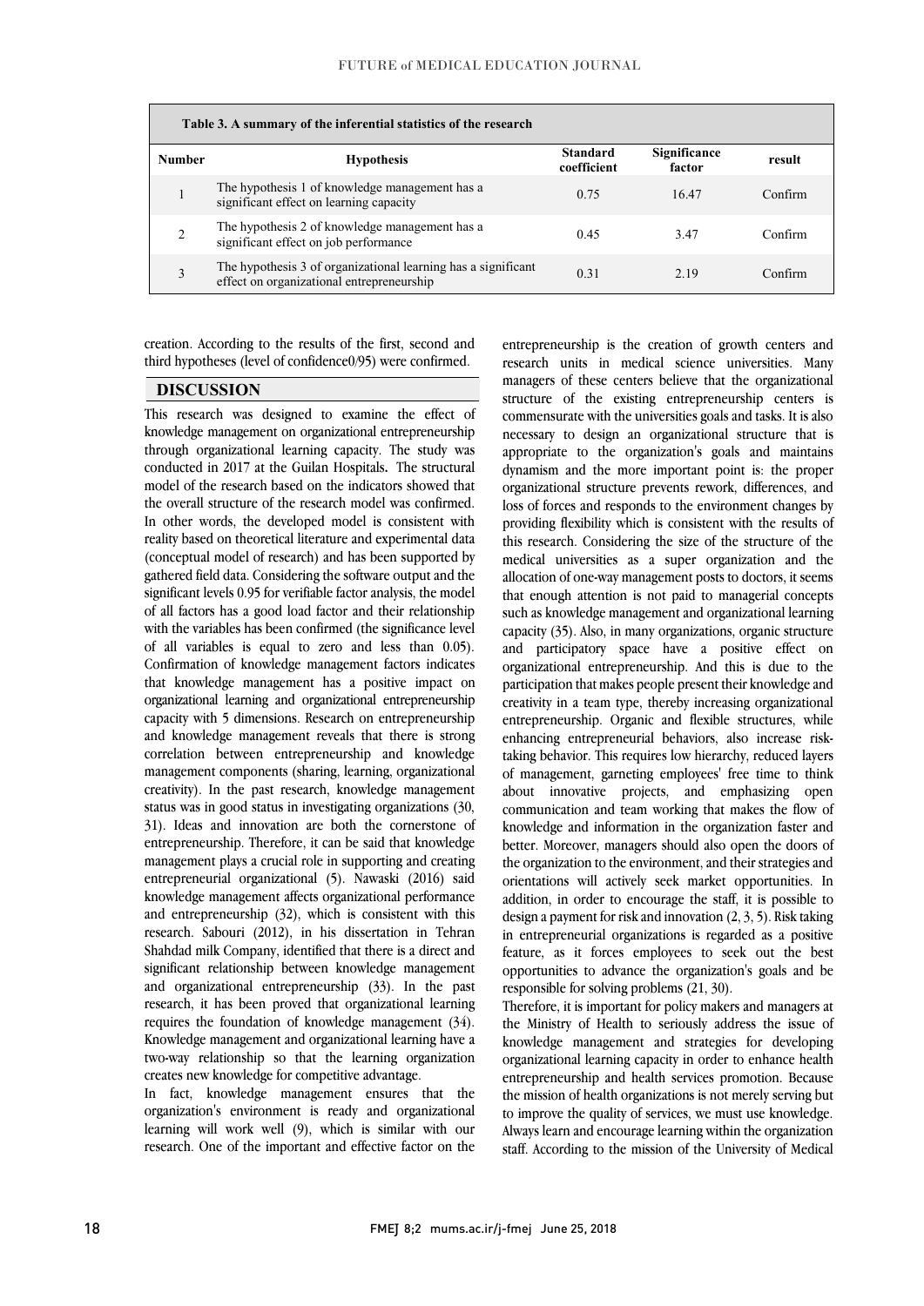**Table 3. A summary of the inferential statistics of the research**

| Number | Hypothesis | Standard coefficient | Significance factor | result |
|---|---|---|---|---|
| 1 | The hypothesis 1 of knowledge management has a significant effect on learning capacity | 0.75 | 16.47 | Confirm |
| 2 | The hypothesis 2 of knowledge management has a significant effect on job performance | 0.45 | 3.47 | Confirm |
| 3 | The hypothesis 3 of organizational learning has a significant effect on organizational entrepreneurship | 0.31 | 2.19 | Confirm |

creation. According to the results of the first, second and third hypotheses (level of confidence0/95) were confirmed.

## DISCUSSION

This research was designed to examine the effect of knowledge management on organizational entrepreneurship through organizational learning capacity. The study was conducted in 2017 at the Guilan Hospitals. The structural model of the research based on the indicators showed that the overall structure of the research model was confirmed. In other words, the developed model is consistent with reality based on theoretical literature and experimental data (conceptual model of research) and has been supported by gathered field data. Considering the software output and the significant levels 0.95 for verifiable factor analysis, the model of all factors has a good load factor and their relationship with the variables has been confirmed (the significance level of all variables is equal to zero and less than 0.05). Confirmation of knowledge management factors indicates that knowledge management has a positive impact on organizational learning and organizational entrepreneurship capacity with 5 dimensions. Research on entrepreneurship and knowledge management reveals that there is strong correlation between entrepreneurship and knowledge management components (sharing, learning, organizational creativity). In the past research, knowledge management status was in good status in investigating organizations (30, 31). Ideas and innovation are both the cornerstone of entrepreneurship. Therefore, it can be said that knowledge management plays a crucial role in supporting and creating entrepreneurial organizational (5). Nawaski (2016) said knowledge management affects organizational performance and entrepreneurship (32), which is consistent with this research. Sabouri (2012), in his dissertation in Tehran Shahdad milk Company, identified that there is a direct and significant relationship between knowledge management and organizational entrepreneurship (33). In the past research, it has been proved that organizational learning requires the foundation of knowledge management (34). Knowledge management and organizational learning have a two-way relationship so that the learning organization creates new knowledge for competitive advantage.

In fact, knowledge management ensures that the organization's environment is ready and organizational learning will work well (9), which is similar with our research. One of the important and effective factor on the entrepreneurship is the creation of growth centers and research units in medical science universities. Many managers of these centers believe that the organizational structure of the existing entrepreneurship centers is commensurate with the universities goals and tasks. It is also necessary to design an organizational structure that is appropriate to the organization's goals and maintains dynamism and the more important point is: the proper organizational structure prevents rework, differences, and loss of forces and responds to the environment changes by providing flexibility which is consistent with the results of this research. Considering the size of the structure of the medical universities as a super organization and the allocation of one-way management posts to doctors, it seems that enough attention is not paid to managerial concepts such as knowledge management and organizational learning capacity (35). Also, in many organizations, organic structure and participatory space have a positive effect on organizational entrepreneurship. And this is due to the participation that makes people present their knowledge and creativity in a team type, thereby increasing organizational entrepreneurship. Organic and flexible structures, while enhancing entrepreneurial behaviors, also increase risk-taking behavior. This requires low hierarchy, reduced layers of management, garneting employees' free time to think about innovative projects, and emphasizing open communication and team working that makes the flow of knowledge and information in the organization faster and better. Moreover, managers should also open the doors of the organization to the environment, and their strategies and orientations will actively seek market opportunities. In addition, in order to encourage the staff, it is possible to design a payment for risk and innovation (2, 3, 5). Risk taking in entrepreneurial organizations is regarded as a positive feature, as it forces employees to seek out the best opportunities to advance the organization's goals and be responsible for solving problems (21, 30).

Therefore, it is important for policy makers and managers at the Ministry of Health to seriously address the issue of knowledge management and strategies for developing organizational learning capacity in order to enhance health entrepreneurship and health services promotion. Because the mission of health organizations is not merely serving but to improve the quality of services, we must use knowledge. Always learn and encourage learning within the organization staff. According to the mission of the University of Medical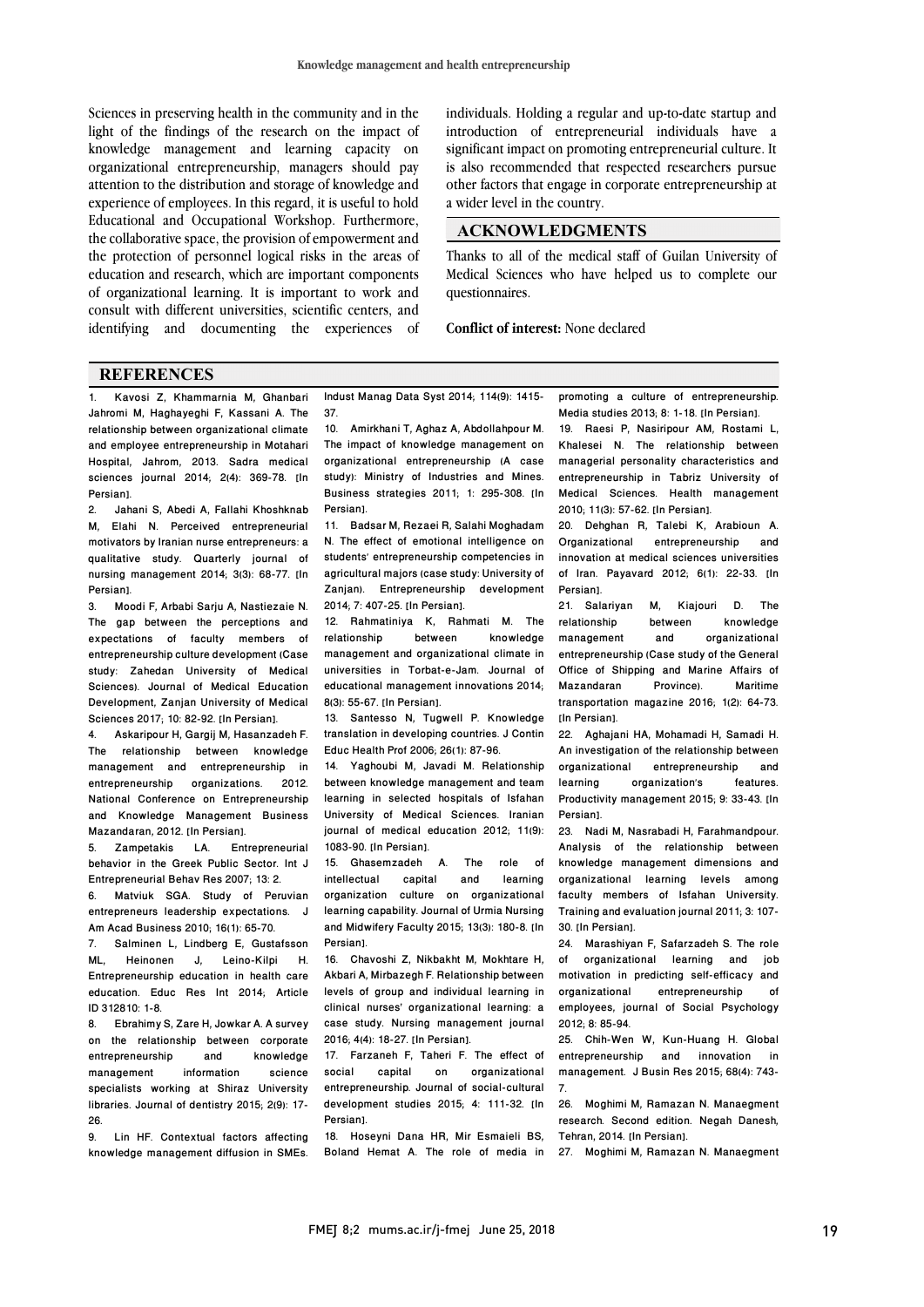Sciences in preserving health in the community and in the light of the findings of the research on the impact of knowledge management and learning capacity on organizational entrepreneurship, managers should pay attention to the distribution and storage of knowledge and experience of employees. In this regard, it is useful to hold Educational and Occupational Workshop. Furthermore, the collaborative space, the provision of empowerment and the protection of personnel logical risks in the areas of education and research, which are important components of organizational learning. It is important to work and consult with different universities, scientific centers, and identifying and documenting the experiences of individuals. Holding a regular and up-to-date startup and introduction of entrepreneurial individuals have a significant impact on promoting entrepreneurial culture. It is also recommended that respected researchers pursue other factors that engage in corporate entrepreneurship at a wider level in the country.

## ACKNOWLEDGMENTS

Thanks to all of the medical staff of Guilan University of Medical Sciences who have helped us to complete our questionnaires.

**Conflict of interest:** None declared

## REFERENCES

1. Kavosi Z, Khammarnia M, Ghanbari Jahromi M, Haghayeghi F, Kassani A. The relationship between organizational climate and employee entrepreneurship in Motahari Hospital, Jahrom, 2013. Sadra medical sciences journal 2014; 2(4): 369-78. [In Persian].
2. Jahani S, Abedi A, Fallahi Khoshknab M, Elahi N. Perceived entrepreneurial motivators by Iranian nurse entrepreneurs: a qualitative study. Quarterly journal of nursing management 2014; 3(3): 68-77. [In Persian].
3. Moodi F, Arbabi Sarju A, Nastiezaie N. The gap between the perceptions and expectations of faculty members of entrepreneurship culture development (Case study: Zahedan University of Medical Sciences). Journal of Medical Education Development, Zanjan University of Medical Sciences 2017; 10: 82-92. [In Persian].
4. Askaripour H, Gargij M, Hasanzadeh F. The relationship between knowledge management and entrepreneurship in entrepreneurship organizations. 2012. National Conference on Entrepreneurship and Knowledge Management Business Mazandaran, 2012. [In Persian].
5. Zampetakis LA. Entrepreneurial behavior in the Greek Public Sector. Int J Entrepreneurial Behav Res 2007; 13: 2.
6. Matviuk SGA. Study of Peruvian entrepreneurs leadership expectations. J Am Acad Business 2010; 16(1): 65-70.
7. Salminen L, Lindberg E, Gustafsson ML, Heinonen J, Leino-Kilpi H. Entrepreneurship education in health care education. Educ Res Int 2014; Article ID 312810: 1-8.
8. Ebrahimy S, Zare H, Jowkar A. A survey on the relationship between corporate entrepreneurship and knowledge management information science specialists working at Shiraz University libraries. Journal of dentistry 2015; 2(9): 17-26.
9. Lin HF. Contextual factors affecting knowledge management diffusion in SMEs. Indust Manag Data Syst 2014; 114(9): 1415-37.
10. Amirkhani T, Aghaz A, Abdollahpour M. The impact of knowledge management on organizational entrepreneurship (A case study): Ministry of Industries and Mines. Business strategies 2011; 1: 295-308. [In Persian].
11. Badsar M, Rezaei R, Salahi Moghadam N. The effect of emotional intelligence on students' entrepreneurship competencies in agricultural majors (case study: University of Zanjan). Entrepreneurship development 2014; 7: 407-25. [In Persian].
12. Rahmatiniya K, Rahmati M. The relationship between knowledge management and organizational climate in universities in Torbat-e-Jam. Journal of educational management innovations 2014; 8(3): 55-67. [In Persian].
13. Santesso N, Tugwell P. Knowledge translation in developing countries. J Contin Educ Health Prof 2006; 26(1): 87-96.
14. Yaghoubi M, Javadi M. Relationship between knowledge management and team learning in selected hospitals of Isfahan University of Medical Sciences. Iranian journal of medical education 2012; 11(9): 1083-90. [In Persian].
15. Ghasemzadeh A. The role of intellectual capital and learning organization culture on organizational learning capability. Journal of Urmia Nursing and Midwifery Faculty 2015; 13(3): 180-8. [In Persian].
16. Chavoshi Z, Nikbakht M, Mokhtare H, Akbari A, Mirbazegh F. Relationship between levels of group and individual learning in clinical nurses' organizational learning: a case study. Nursing management journal 2016; 4(4): 18-27. [In Persian].
17. Farzaneh F, Taheri F. The effect of social capital on organizational entrepreneurship. Journal of social-cultural development studies 2015; 4: 111-32. [In Persian].
18. Hoseyni Dana HR, Mir Esmaieli BS, Boland Hemat A. The role of media in promoting a culture of entrepreneurship. Media studies 2013; 8: 1-18. [In Persian].
19. Raesi P, Nasiripour AM, Rostami L, Khalesei N. The relationship between managerial personality characteristics and entrepreneurship in Tabriz University of Medical Sciences. Health management 2010; 11(3): 57-62. [In Persian].
20. Dehghan R, Talebi K, Arabioun A. Organizational entrepreneurship and innovation at medical sciences universities of Iran. Payavard 2012; 6(1): 22-33. [In Persian].
21. Salariyan M, Kiajouri D. The relationship between knowledge management and organizational entrepreneurship (Case study of the General Office of Shipping and Marine Affairs of Mazandaran Province). Maritime transportation magazine 2016; 1(2): 64-73. [In Persian].
22. Aghajani HA, Mohamadi H, Samadi H. An investigation of the relationship between organizational entrepreneurship and learning organization's features. Productivity management 2015; 9: 33-43. [In Persian].
23. Nadi M, Nasrabadi H, Farahmandpour. Analysis of the relationship between knowledge management dimensions and organizational learning levels among faculty members of Isfahan University. Training and evaluation journal 2011; 3: 107-30. [In Persian].
24. Marashiyan F, Safarzadeh S. The role of organizational learning and job motivation in predicting self-efficacy and organizational entrepreneurship of employees, journal of Social Psychology 2012; 8: 85-94.
25. Chih-Wen W, Kun-Huang H. Global entrepreneurship and innovation in management. J Busin Res 2015; 68(4): 743-7.
26. Moghimi M, Ramazan N. Manaegment research. Second edition. Negah Danesh, Tehran, 2014. [In Persian].
27. Moghimi M, Ramazan N. Manaegment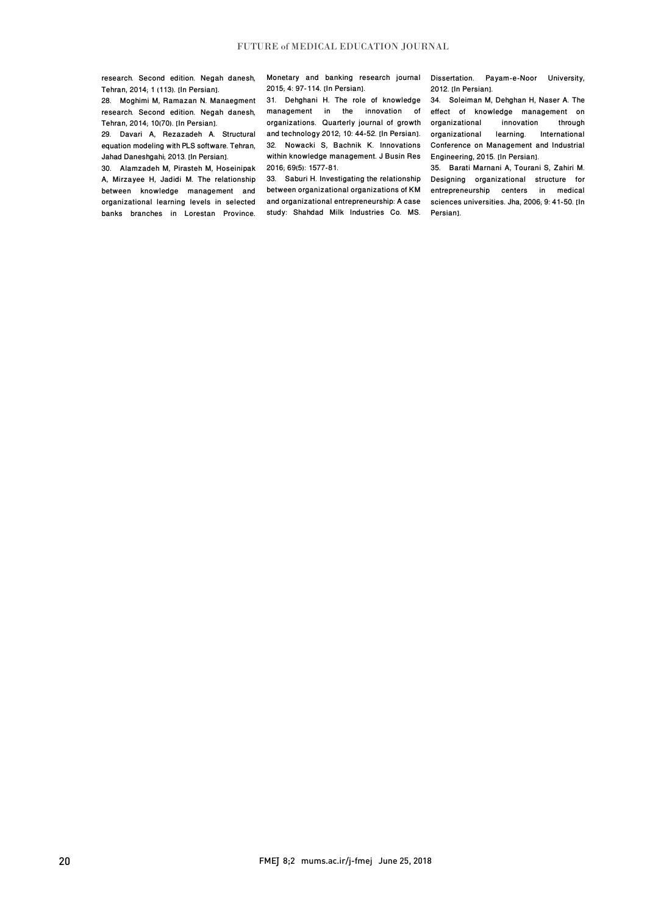research. Second edition. Negah danesh, Tehran, 2014; 1 (113). [In Persian].

28. Moghimi M, Ramazan N. Manaegment research. Second edition. Negah danesh, Tehran, 2014; 10(70). [In Persian].

29. Davari A, Rezazadeh A. Structural equation modeling with PLS software. Tehran, Jahad Daneshgahi; 2013. [In Persian].

30. Alamzadeh M, Pirasteh M, Hoseinipak A, Mirzayee H, Jadidi M. The relationship between knowledge management and organizational learning levels in selected banks branches in Lorestan Province. Monetary and banking research journal 2015; 4: 97-114. [In Persian].

31. Dehghani H. The role of knowledge management in the innovation of organizations. Quarterly journal of growth and technology 2012; 10: 44-52. [In Persian].

32. Nowacki S, Bachnik K. Innovations within knowledge management. J Busin Res 2016; 69(5): 1577-81.

33. Saburi H. Investigating the relationship between organizational organizations of KM and organizational entrepreneurship: A case study: Shahdad Milk Industries Co. MS. Dissertation. Payam-e-Noor University, 2012. [In Persian].

34. Soleiman M, Dehghan H, Naser A. The effect of knowledge management on organizational innovation through organizational learning. International Conference on Management and Industrial Engineering, 2015. [In Persian].

35. Barati Marnani A, Tourani S, Zahiri M. Designing organizational structure for entrepreneurship centers in medical sciences universities. Jha, 2006; 9: 41-50. [In Persian].